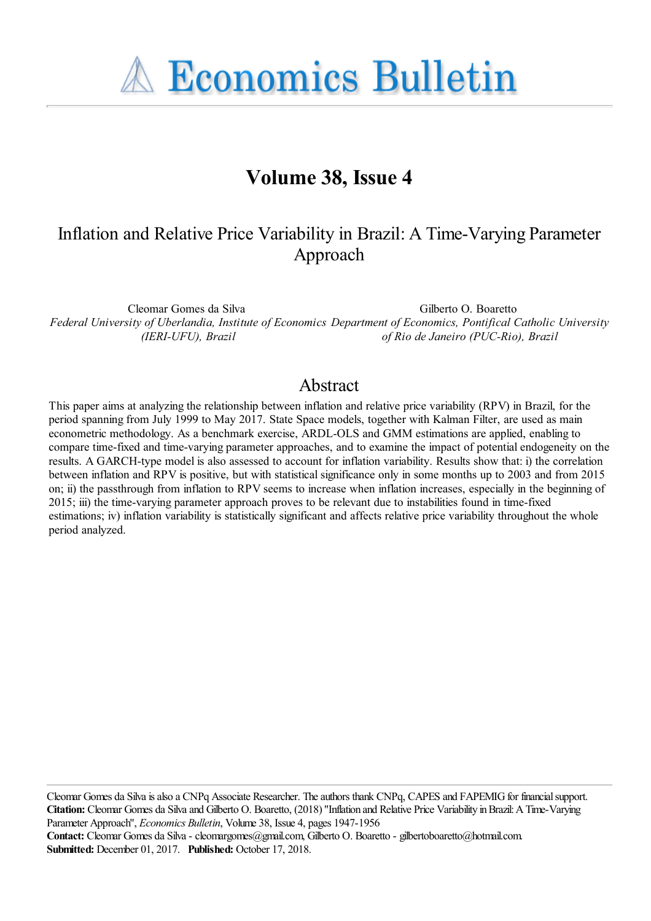# Economics Bulletin

## Volume 38, Issue 4

# Inflation and Relative Price Variability in Brazil: A Time-Varying Parameter Approach

Cleomar Gomes da Silva
*Federal University of Uberlandia, Institute of Economics (IERI-UFU), Brazil*

Gilberto O. Boaretto
*Department of Economics, Pontifical Catholic University of Rio de Janeiro (PUC-Rio), Brazil*

## Abstract

This paper aims at analyzing the relationship between inflation and relative price variability (RPV) in Brazil, for the period spanning from July 1999 to May 2017. State Space models, together with Kalman Filter, are used as main econometric methodology. As a benchmark exercise, ARDL-OLS and GMM estimations are applied, enabling to compare time-fixed and time-varying parameter approaches, and to examine the impact of potential endogeneity on the results. A GARCH-type model is also assessed to account for inflation variability. Results show that: i) the correlation between inflation and RPV is positive, but with statistical significance only in some months up to 2003 and from 2015 on; ii) the passthrough from inflation to RPV seems to increase when inflation increases, especially in the beginning of 2015; iii) the time-varying parameter approach proves to be relevant due to instabilities found in time-fixed estimations; iv) inflation variability is statistically significant and affects relative price variability throughout the whole period analyzed.

---

Cleomar Gomes da Silva is also a CNPq Associate Researcher. The authors thank CNPq, CAPES and FAPEMIG for financial support.
**Citation:** Cleomar Gomes da Silva and Gilberto O. Boaretto, (2018) ''Inflation and Relative Price Variability in Brazil: A Time-Varying Parameter Approach'', *Economics Bulletin*, Volume 38, Issue 4, pages 1947-1956
**Contact:** Cleomar Gomes da Silva - cleomargomes@gmail.com, Gilberto O. Boaretto - gilbertoboaretto@hotmail.com.
**Submitted:** December 01, 2017. **Published:** October 17, 2018.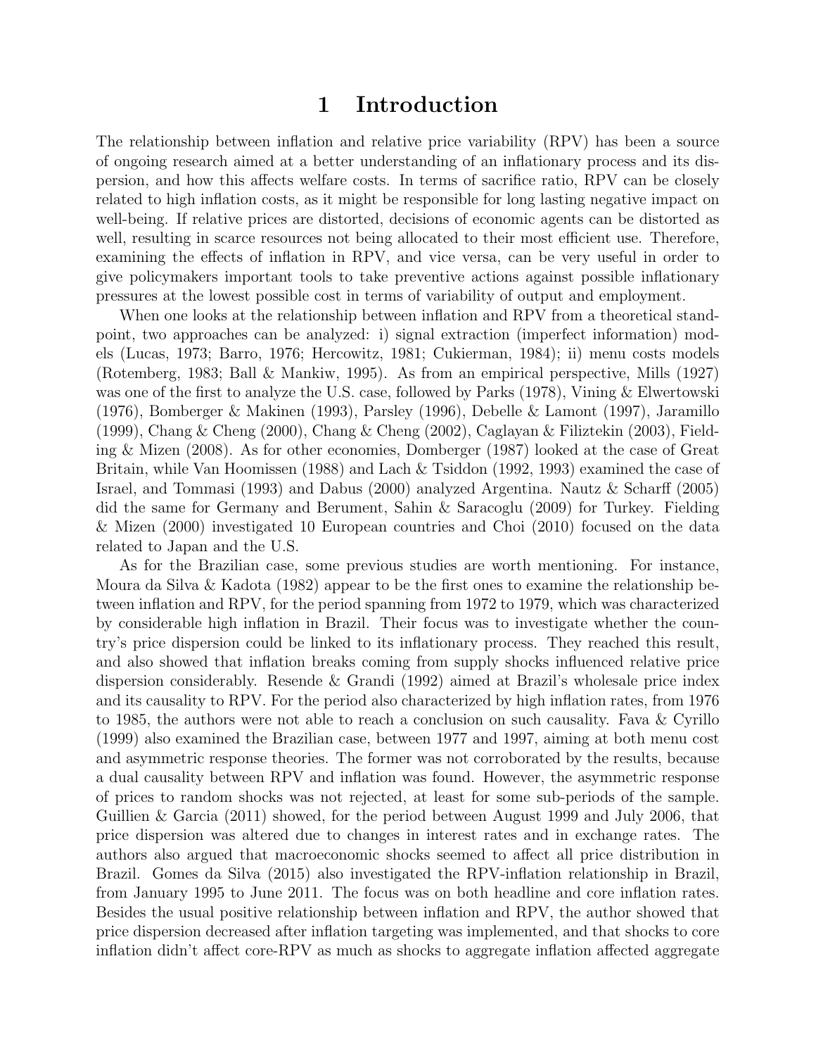# 1 Introduction

The relationship between inflation and relative price variability (RPV) has been a source of ongoing research aimed at a better understanding of an inflationary process and its dispersion, and how this affects welfare costs. In terms of sacrifice ratio, RPV can be closely related to high inflation costs, as it might be responsible for long lasting negative impact on well-being. If relative prices are distorted, decisions of economic agents can be distorted as well, resulting in scarce resources not being allocated to their most efficient use. Therefore, examining the effects of inflation in RPV, and vice versa, can be very useful in order to give policymakers important tools to take preventive actions against possible inflationary pressures at the lowest possible cost in terms of variability of output and employment.

When one looks at the relationship between inflation and RPV from a theoretical standpoint, two approaches can be analyzed: i) signal extraction (imperfect information) models (Lucas, 1973; Barro, 1976; Hercowitz, 1981; Cukierman, 1984); ii) menu costs models (Rotemberg, 1983; Ball & Mankiw, 1995). As from an empirical perspective, Mills (1927) was one of the first to analyze the U.S. case, followed by Parks (1978), Vining & Elwertowski (1976), Bomberger & Makinen (1993), Parsley (1996), Debelle & Lamont (1997), Jaramillo (1999), Chang & Cheng (2000), Chang & Cheng (2002), Caglayan & Filiztekin (2003), Fielding & Mizen (2008). As for other economies, Domberger (1987) looked at the case of Great Britain, while Van Hoomissen (1988) and Lach & Tsiddon (1992, 1993) examined the case of Israel, and Tommasi (1993) and Dabus (2000) analyzed Argentina. Nautz & Scharff (2005) did the same for Germany and Berument, Sahin & Saracoglu (2009) for Turkey. Fielding & Mizen (2000) investigated 10 European countries and Choi (2010) focused on the data related to Japan and the U.S.

As for the Brazilian case, some previous studies are worth mentioning. For instance, Moura da Silva & Kadota (1982) appear to be the first ones to examine the relationship between inflation and RPV, for the period spanning from 1972 to 1979, which was characterized by considerable high inflation in Brazil. Their focus was to investigate whether the country's price dispersion could be linked to its inflationary process. They reached this result, and also showed that inflation breaks coming from supply shocks influenced relative price dispersion considerably. Resende & Grandi (1992) aimed at Brazil's wholesale price index and its causality to RPV. For the period also characterized by high inflation rates, from 1976 to 1985, the authors were not able to reach a conclusion on such causality. Fava & Cyrillo (1999) also examined the Brazilian case, between 1977 and 1997, aiming at both menu cost and asymmetric response theories. The former was not corroborated by the results, because a dual causality between RPV and inflation was found. However, the asymmetric response of prices to random shocks was not rejected, at least for some sub-periods of the sample. Guillien & Garcia (2011) showed, for the period between August 1999 and July 2006, that price dispersion was altered due to changes in interest rates and in exchange rates. The authors also argued that macroeconomic shocks seemed to affect all price distribution in Brazil. Gomes da Silva (2015) also investigated the RPV-inflation relationship in Brazil, from January 1995 to June 2011. The focus was on both headline and core inflation rates. Besides the usual positive relationship between inflation and RPV, the author showed that price dispersion decreased after inflation targeting was implemented, and that shocks to core inflation didn't affect core-RPV as much as shocks to aggregate inflation affected aggregate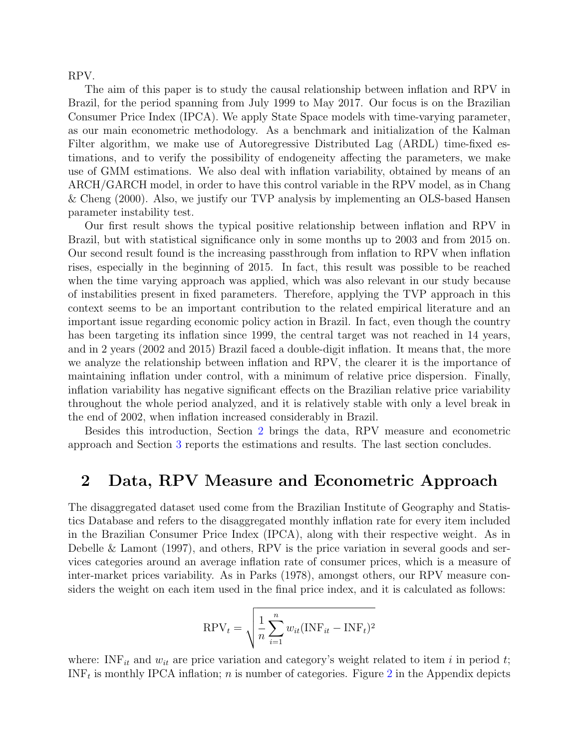RPV.

The aim of this paper is to study the causal relationship between inflation and RPV in Brazil, for the period spanning from July 1999 to May 2017. Our focus is on the Brazilian Consumer Price Index (IPCA). We apply State Space models with time-varying parameter, as our main econometric methodology. As a benchmark and initialization of the Kalman Filter algorithm, we make use of Autoregressive Distributed Lag (ARDL) time-fixed estimations, and to verify the possibility of endogeneity affecting the parameters, we make use of GMM estimations. We also deal with inflation variability, obtained by means of an ARCH/GARCH model, in order to have this control variable in the RPV model, as in Chang & Cheng (2000). Also, we justify our TVP analysis by implementing an OLS-based Hansen parameter instability test.

Our first result shows the typical positive relationship between inflation and RPV in Brazil, but with statistical significance only in some months up to 2003 and from 2015 on. Our second result found is the increasing passthrough from inflation to RPV when inflation rises, especially in the beginning of 2015. In fact, this result was possible to be reached when the time varying approach was applied, which was also relevant in our study because of instabilities present in fixed parameters. Therefore, applying the TVP approach in this context seems to be an important contribution to the related empirical literature and an important issue regarding economic policy action in Brazil. In fact, even though the country has been targeting its inflation since 1999, the central target was not reached in 14 years, and in 2 years (2002 and 2015) Brazil faced a double-digit inflation. It means that, the more we analyze the relationship between inflation and RPV, the clearer it is the importance of maintaining inflation under control, with a minimum of relative price dispersion. Finally, inflation variability has negative significant effects on the Brazilian relative price variability throughout the whole period analyzed, and it is relatively stable with only a level break in the end of 2002, when inflation increased considerably in Brazil.

Besides this introduction, Section 2 brings the data, RPV measure and econometric approach and Section 3 reports the estimations and results. The last section concludes.

## 2 Data, RPV Measure and Econometric Approach

The disaggregated dataset used come from the Brazilian Institute of Geography and Statistics Database and refers to the disaggregated monthly inflation rate for every item included in the Brazilian Consumer Price Index (IPCA), along with their respective weight. As in Debelle & Lamont (1997), and others, RPV is the price variation in several goods and services categories around an average inflation rate of consumer prices, which is a measure of inter-market prices variability. As in Parks (1978), amongst others, our RPV measure considers the weight on each item used in the final price index, and it is calculated as follows:

$$\text{RPV}_t = \sqrt{\frac{1}{n}\sum_{i=1}^{n} w_{it}(\text{INF}_{it} - \text{INF}_t)^2}$$

where: $\text{INF}_{it}$ and $w_{it}$ are price variation and category's weight related to item $i$ in period $t$; $\text{INF}_t$ is monthly IPCA inflation; $n$ is number of categories. Figure 2 in the Appendix depicts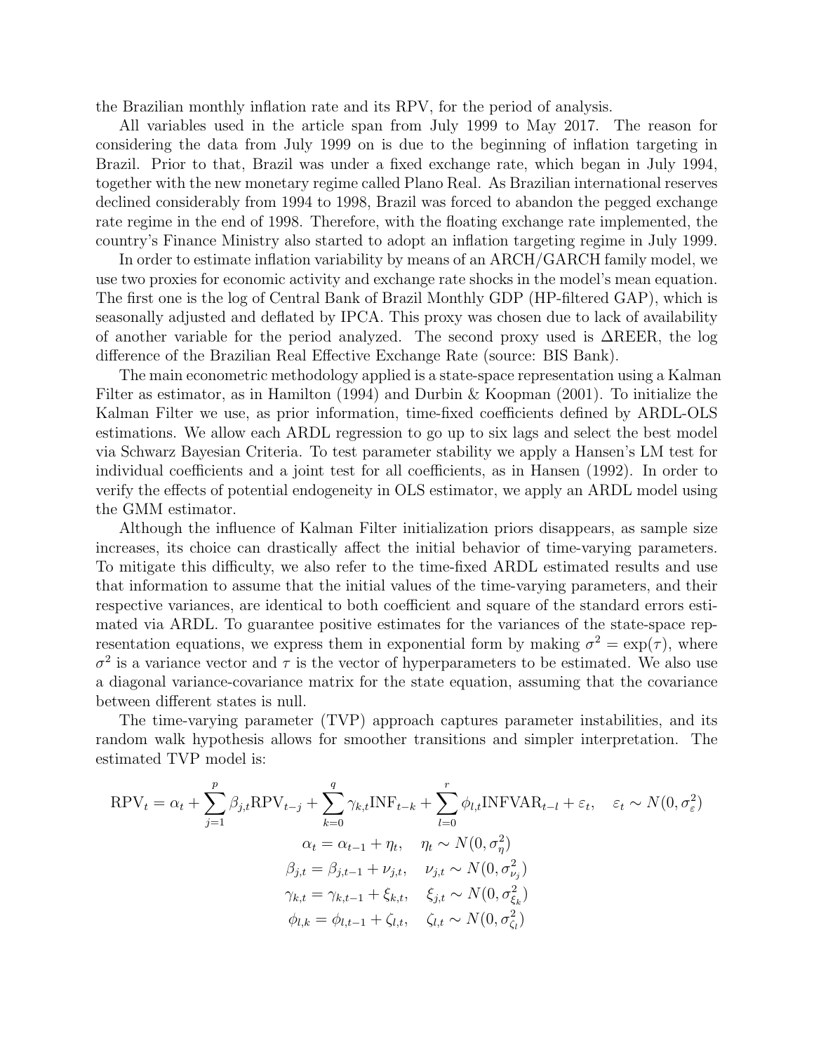the Brazilian monthly inflation rate and its RPV, for the period of analysis.

All variables used in the article span from July 1999 to May 2017. The reason for considering the data from July 1999 on is due to the beginning of inflation targeting in Brazil. Prior to that, Brazil was under a fixed exchange rate, which began in July 1994, together with the new monetary regime called Plano Real. As Brazilian international reserves declined considerably from 1994 to 1998, Brazil was forced to abandon the pegged exchange rate regime in the end of 1998. Therefore, with the floating exchange rate implemented, the country's Finance Ministry also started to adopt an inflation targeting regime in July 1999.

In order to estimate inflation variability by means of an ARCH/GARCH family model, we use two proxies for economic activity and exchange rate shocks in the model's mean equation. The first one is the log of Central Bank of Brazil Monthly GDP (HP-filtered GAP), which is seasonally adjusted and deflated by IPCA. This proxy was chosen due to lack of availability of another variable for the period analyzed. The second proxy used is $\Delta$REER, the log difference of the Brazilian Real Effective Exchange Rate (source: BIS Bank).

The main econometric methodology applied is a state-space representation using a Kalman Filter as estimator, as in Hamilton (1994) and Durbin & Koopman (2001). To initialize the Kalman Filter we use, as prior information, time-fixed coefficients defined by ARDL-OLS estimations. We allow each ARDL regression to go up to six lags and select the best model via Schwarz Bayesian Criteria. To test parameter stability we apply a Hansen's LM test for individual coefficients and a joint test for all coefficients, as in Hansen (1992). In order to verify the effects of potential endogeneity in OLS estimator, we apply an ARDL model using the GMM estimator.

Although the influence of Kalman Filter initialization priors disappears, as sample size increases, its choice can drastically affect the initial behavior of time-varying parameters. To mitigate this difficulty, we also refer to the time-fixed ARDL estimated results and use that information to assume that the initial values of the time-varying parameters, and their respective variances, are identical to both coefficient and square of the standard errors estimated via ARDL. To guarantee positive estimates for the variances of the state-space representation equations, we express them in exponential form by making $\sigma^2 = \exp(\tau)$, where $\sigma^2$ is a variance vector and $\tau$ is the vector of hyperparameters to be estimated. We also use a diagonal variance-covariance matrix for the state equation, assuming that the covariance between different states is null.

The time-varying parameter (TVP) approach captures parameter instabilities, and its random walk hypothesis allows for smoother transitions and simpler interpretation. The estimated TVP model is:

$$\text{RPV}_t = \alpha_t + \sum_{j=1}^{p} \beta_{j,t} \text{RPV}_{t-j} + \sum_{k=0}^{q} \gamma_{k,t} \text{INF}_{t-k} + \sum_{l=0}^{r} \phi_{l,t} \text{INFVAR}_{t-l} + \varepsilon_t, \quad \varepsilon_t \sim N(0, \sigma_\varepsilon^2)$$

$$\alpha_t = \alpha_{t-1} + \eta_t, \quad \eta_t \sim N(0, \sigma_\eta^2)$$

$$\beta_{j,t} = \beta_{j,t-1} + \nu_{j,t}, \quad \nu_{j,t} \sim N(0, \sigma_{\nu_j}^2)$$

$$\gamma_{k,t} = \gamma_{k,t-1} + \xi_{k,t}, \quad \xi_{j,t} \sim N(0, \sigma_{\xi_k}^2)$$

$$\phi_{l,k} = \phi_{l,t-1} + \zeta_{l,t}, \quad \zeta_{l,t} \sim N(0, \sigma_{\zeta_l}^2)$$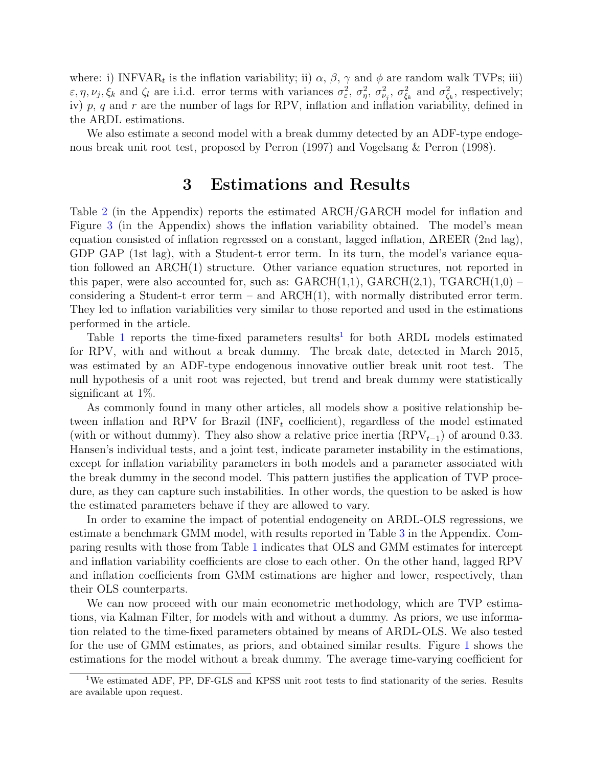where: i) $\text{INFVAR}_t$ is the inflation variability; ii) $\alpha$, $\beta$, $\gamma$ and $\phi$ are random walk TVPs; iii) $\varepsilon, \eta, \nu_j, \xi_k$ and $\zeta_l$ are i.i.d. error terms with variances $\sigma^2_\varepsilon$, $\sigma^2_\eta$, $\sigma^2_{\nu_j}$, $\sigma^2_{\xi_k}$ and $\sigma^2_{\zeta_k}$, respectively; iv) $p$, $q$ and $r$ are the number of lags for RPV, inflation and inflation variability, defined in the ARDL estimations.

We also estimate a second model with a break dummy detected by an ADF-type endogenous break unit root test, proposed by Perron (1997) and Vogelsang & Perron (1998).

# 3 Estimations and Results

Table 2 (in the Appendix) reports the estimated ARCH/GARCH model for inflation and Figure 3 (in the Appendix) shows the inflation variability obtained. The model's mean equation consisted of inflation regressed on a constant, lagged inflation, ΔREER (2nd lag), GDP GAP (1st lag), with a Student-t error term. In its turn, the model's variance equation followed an ARCH(1) structure. Other variance equation structures, not reported in this paper, were also accounted for, such as: GARCH(1,1), GARCH(2,1), TGARCH(1,0) – considering a Student-t error term – and ARCH(1), with normally distributed error term. They led to inflation variabilities very similar to those reported and used in the estimations performed in the article.

Table 1 reports the time-fixed parameters results[1] for both ARDL models estimated for RPV, with and without a break dummy. The break date, detected in March 2015, was estimated by an ADF-type endogenous innovative outlier break unit root test. The null hypothesis of a unit root was rejected, but trend and break dummy were statistically significant at 1%.

As commonly found in many other articles, all models show a positive relationship between inflation and RPV for Brazil ($\text{INF}_t$ coefficient), regardless of the model estimated (with or without dummy). They also show a relative price inertia ($\text{RPV}_{t-1}$) of around 0.33. Hansen's individual tests, and a joint test, indicate parameter instability in the estimations, except for inflation variability parameters in both models and a parameter associated with the break dummy in the second model. This pattern justifies the application of TVP procedure, as they can capture such instabilities. In other words, the question to be asked is how the estimated parameters behave if they are allowed to vary.

In order to examine the impact of potential endogeneity on ARDL-OLS regressions, we estimate a benchmark GMM model, with results reported in Table 3 in the Appendix. Comparing results with those from Table 1 indicates that OLS and GMM estimates for intercept and inflation variability coefficients are close to each other. On the other hand, lagged RPV and inflation coefficients from GMM estimations are higher and lower, respectively, than their OLS counterparts.

We can now proceed with our main econometric methodology, which are TVP estimations, via Kalman Filter, for models with and without a dummy. As priors, we use information related to the time-fixed parameters obtained by means of ARDL-OLS. We also tested for the use of GMM estimates, as priors, and obtained similar results. Figure 1 shows the estimations for the model without a break dummy. The average time-varying coefficient for

[1] We estimated ADF, PP, DF-GLS and KPSS unit root tests to find stationarity of the series. Results are available upon request.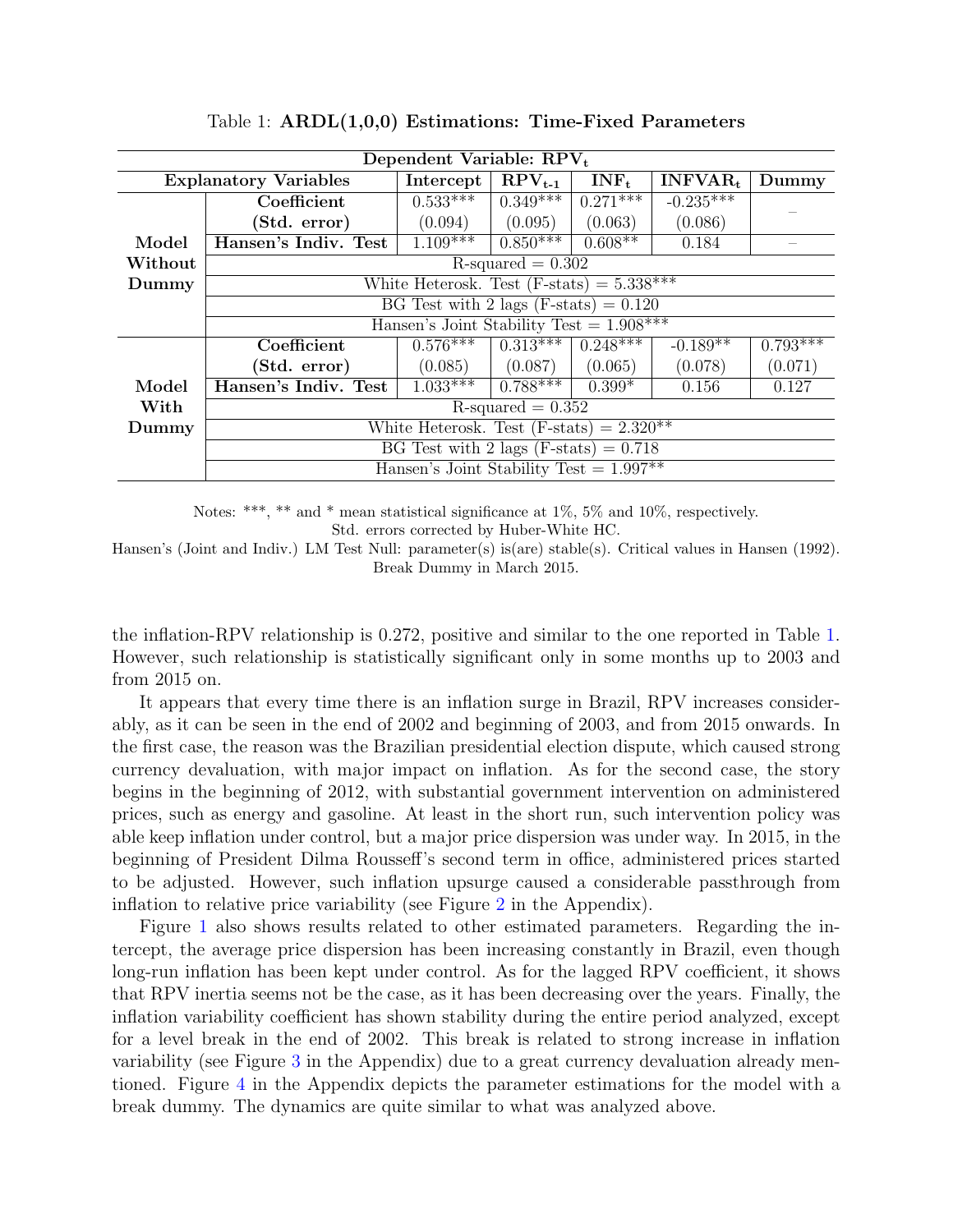Table 1: **ARDL(1,0,0) Estimations: Time-Fixed Parameters**

| Dependent Variable: $RPV_t$ | | | | | | |
|---|---|---|---|---|---|---|
| Explanatory Variables | | Intercept | $RPV_{t-1}$ | $INF_t$ | $INFVAR_t$ | Dummy |
| Model Without Dummy | **Coefficient** | 0.533*** | 0.349*** | 0.271*** | -0.235*** | – |
| | **(Std. error)** | (0.094) | (0.095) | (0.063) | (0.086) | |
| | **Hansen's Indiv. Test** | 1.109*** | 0.850*** | 0.608** | 0.184 | – |
| | R-squared = 0.302 | | | | | |
| | White Heterosk. Test (F-stats) = 5.338*** | | | | | |
| | BG Test with 2 lags (F-stats) = 0.120 | | | | | |
| | Hansen's Joint Stability Test = 1.908*** | | | | | |
| Model With Dummy | **Coefficient** | 0.576*** | 0.313*** | 0.248*** | -0.189** | 0.793*** |
| | **(Std. error)** | (0.085) | (0.087) | (0.065) | (0.078) | (0.071) |
| | **Hansen's Indiv. Test** | 1.033*** | 0.788*** | 0.399* | 0.156 | 0.127 |
| | R-squared = 0.352 | | | | | |
| | White Heterosk. Test (F-stats) = 2.320** | | | | | |
| | BG Test with 2 lags (F-stats) = 0.718 | | | | | |
| | Hansen's Joint Stability Test = 1.997** | | | | | |

Notes: ***, ** and * mean statistical significance at 1%, 5% and 10%, respectively.
Std. errors corrected by Huber-White HC.
Hansen's (Joint and Indiv.) LM Test Null: parameter(s) is(are) stable(s). Critical values in Hansen (1992).
Break Dummy in March 2015.

the inflation-RPV relationship is 0.272, positive and similar to the one reported in Table 1. However, such relationship is statistically significant only in some months up to 2003 and from 2015 on.

It appears that every time there is an inflation surge in Brazil, RPV increases considerably, as it can be seen in the end of 2002 and beginning of 2003, and from 2015 onwards. In the first case, the reason was the Brazilian presidential election dispute, which caused strong currency devaluation, with major impact on inflation. As for the second case, the story begins in the beginning of 2012, with substantial government intervention on administered prices, such as energy and gasoline. At least in the short run, such intervention policy was able keep inflation under control, but a major price dispersion was under way. In 2015, in the beginning of President Dilma Rousseff's second term in office, administered prices started to be adjusted. However, such inflation upsurge caused a considerable passthrough from inflation to relative price variability (see Figure 2 in the Appendix).

Figure 1 also shows results related to other estimated parameters. Regarding the intercept, the average price dispersion has been increasing constantly in Brazil, even though long-run inflation has been kept under control. As for the lagged RPV coefficient, it shows that RPV inertia seems not be the case, as it has been decreasing over the years. Finally, the inflation variability coefficient has shown stability during the entire period analyzed, except for a level break in the end of 2002. This break is related to strong increase in inflation variability (see Figure 3 in the Appendix) due to a great currency devaluation already mentioned. Figure 4 in the Appendix depicts the parameter estimations for the model with a break dummy. The dynamics are quite similar to what was analyzed above.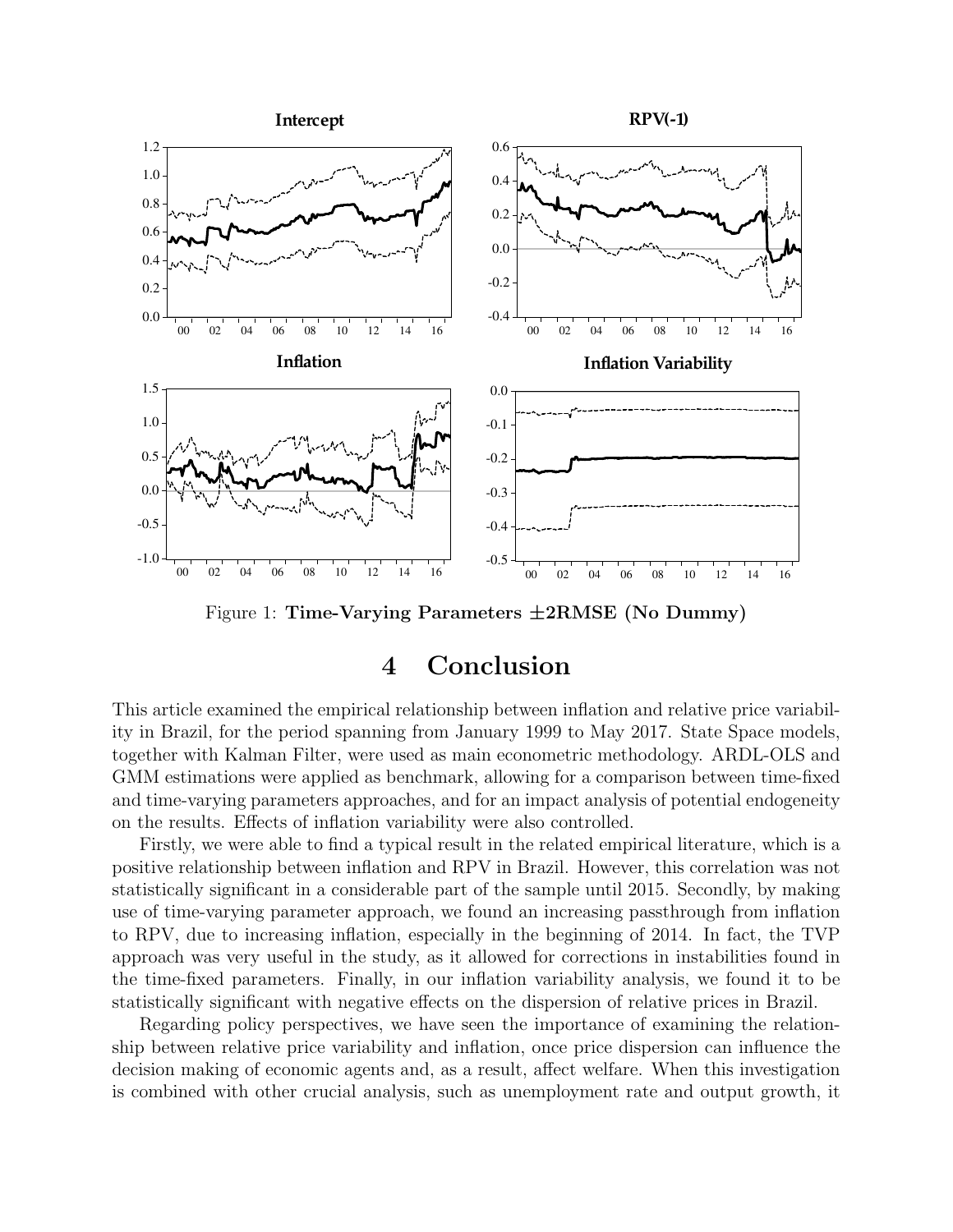Figure 1: **Time-Varying Parameters ±2RMSE (No Dummy)**

# 4 Conclusion

This article examined the empirical relationship between inflation and relative price variability in Brazil, for the period spanning from January 1999 to May 2017. State Space models, together with Kalman Filter, were used as main econometric methodology. ARDL-OLS and GMM estimations were applied as benchmark, allowing for a comparison between time-fixed and time-varying parameters approaches, and for an impact analysis of potential endogeneity on the results. Effects of inflation variability were also controlled.

Firstly, we were able to find a typical result in the related empirical literature, which is a positive relationship between inflation and RPV in Brazil. However, this correlation was not statistically significant in a considerable part of the sample until 2015. Secondly, by making use of time-varying parameter approach, we found an increasing passthrough from inflation to RPV, due to increasing inflation, especially in the beginning of 2014. In fact, the TVP approach was very useful in the study, as it allowed for corrections in instabilities found in the time-fixed parameters. Finally, in our inflation variability analysis, we found it to be statistically significant with negative effects on the dispersion of relative prices in Brazil.

Regarding policy perspectives, we have seen the importance of examining the relationship between relative price variability and inflation, once price dispersion can influence the decision making of economic agents and, as a result, affect welfare. When this investigation is combined with other crucial analysis, such as unemployment rate and output growth, it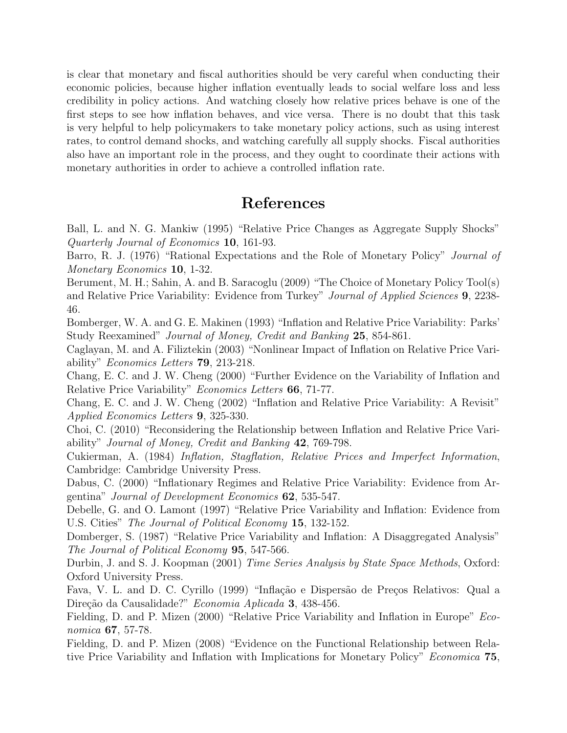is clear that monetary and fiscal authorities should be very careful when conducting their economic policies, because higher inflation eventually leads to social welfare loss and less credibility in policy actions. And watching closely how relative prices behave is one of the first steps to see how inflation behaves, and vice versa. There is no doubt that this task is very helpful to help policymakers to take monetary policy actions, such as using interest rates, to control demand shocks, and watching carefully all supply shocks. Fiscal authorities also have an important role in the process, and they ought to coordinate their actions with monetary authorities in order to achieve a controlled inflation rate.

# References

Ball, L. and N. G. Mankiw (1995) "Relative Price Changes as Aggregate Supply Shocks" *Quarterly Journal of Economics* **10**, 161-93.

Barro, R. J. (1976) "Rational Expectations and the Role of Monetary Policy" *Journal of Monetary Economics* **10**, 1-32.

Berument, M. H.; Sahin, A. and B. Saracoglu (2009) "The Choice of Monetary Policy Tool(s) and Relative Price Variability: Evidence from Turkey" *Journal of Applied Sciences* **9**, 2238-46.

Bomberger, W. A. and G. E. Makinen (1993) "Inflation and Relative Price Variability: Parks' Study Reexamined" *Journal of Money, Credit and Banking* **25**, 854-861.

Caglayan, M. and A. Filiztekin (2003) "Nonlinear Impact of Inflation on Relative Price Variability" *Economics Letters* **79**, 213-218.

Chang, E. C. and J. W. Cheng (2000) "Further Evidence on the Variability of Inflation and Relative Price Variability" *Economics Letters* **66**, 71-77.

Chang, E. C. and J. W. Cheng (2002) "Inflation and Relative Price Variability: A Revisit" *Applied Economics Letters* **9**, 325-330.

Choi, C. (2010) "Reconsidering the Relationship between Inflation and Relative Price Variability" *Journal of Money, Credit and Banking* **42**, 769-798.

Cukierman, A. (1984) *Inflation, Stagflation, Relative Prices and Imperfect Information*, Cambridge: Cambridge University Press.

Dabus, C. (2000) "Inflationary Regimes and Relative Price Variability: Evidence from Argentina" *Journal of Development Economics* **62**, 535-547.

Debelle, G. and O. Lamont (1997) "Relative Price Variability and Inflation: Evidence from U.S. Cities" *The Journal of Political Economy* **15**, 132-152.

Domberger, S. (1987) "Relative Price Variability and Inflation: A Disaggregated Analysis" *The Journal of Political Economy* **95**, 547-566.

Durbin, J. and S. J. Koopman (2001) *Time Series Analysis by State Space Methods*, Oxford: Oxford University Press.

Fava, V. L. and D. C. Cyrillo (1999) "Inflação e Dispersão de Preços Relativos: Qual a Direção da Causalidade?" *Economia Aplicada* **3**, 438-456.

Fielding, D. and P. Mizen (2000) "Relative Price Variability and Inflation in Europe" *Economica* **67**, 57-78.

Fielding, D. and P. Mizen (2008) "Evidence on the Functional Relationship between Relative Price Variability and Inflation with Implications for Monetary Policy" *Economica* **75**,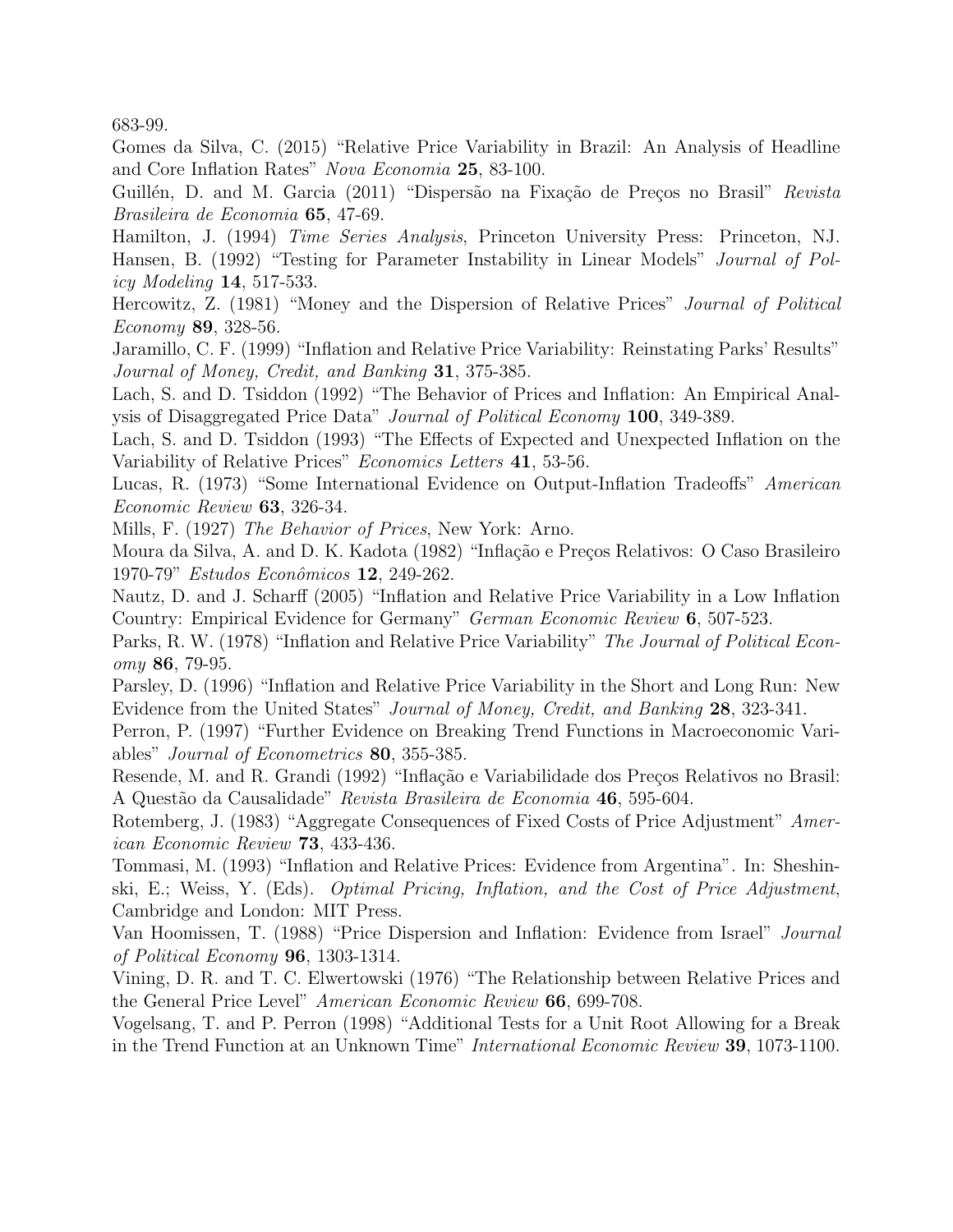683-99.

Gomes da Silva, C. (2015) "Relative Price Variability in Brazil: An Analysis of Headline and Core Inflation Rates" *Nova Economia* **25**, 83-100.

Guillén, D. and M. Garcia (2011) "Dispersão na Fixação de Preços no Brasil" *Revista Brasileira de Economia* **65**, 47-69.

Hamilton, J. (1994) *Time Series Analysis*, Princeton University Press: Princeton, NJ.

Hansen, B. (1992) "Testing for Parameter Instability in Linear Models" *Journal of Policy Modeling* **14**, 517-533.

Hercowitz, Z. (1981) "Money and the Dispersion of Relative Prices" *Journal of Political Economy* **89**, 328-56.

Jaramillo, C. F. (1999) "Inflation and Relative Price Variability: Reinstating Parks' Results" *Journal of Money, Credit, and Banking* **31**, 375-385.

Lach, S. and D. Tsiddon (1992) "The Behavior of Prices and Inflation: An Empirical Analysis of Disaggregated Price Data" *Journal of Political Economy* **100**, 349-389.

Lach, S. and D. Tsiddon (1993) "The Effects of Expected and Unexpected Inflation on the Variability of Relative Prices" *Economics Letters* **41**, 53-56.

Lucas, R. (1973) "Some International Evidence on Output-Inflation Tradeoffs" *American Economic Review* **63**, 326-34.

Mills, F. (1927) *The Behavior of Prices*, New York: Arno.

Moura da Silva, A. and D. K. Kadota (1982) "Inflação e Preços Relativos: O Caso Brasileiro 1970-79" *Estudos Econômicos* **12**, 249-262.

Nautz, D. and J. Scharff (2005) "Inflation and Relative Price Variability in a Low Inflation Country: Empirical Evidence for Germany" *German Economic Review* **6**, 507-523.

Parks, R. W. (1978) "Inflation and Relative Price Variability" *The Journal of Political Economy* **86**, 79-95.

Parsley, D. (1996) "Inflation and Relative Price Variability in the Short and Long Run: New Evidence from the United States" *Journal of Money, Credit, and Banking* **28**, 323-341.

Perron, P. (1997) "Further Evidence on Breaking Trend Functions in Macroeconomic Variables" *Journal of Econometrics* **80**, 355-385.

Resende, M. and R. Grandi (1992) "Inflação e Variabilidade dos Preços Relativos no Brasil: A Questão da Causalidade" *Revista Brasileira de Economia* **46**, 595-604.

Rotemberg, J. (1983) "Aggregate Consequences of Fixed Costs of Price Adjustment" *American Economic Review* **73**, 433-436.

Tommasi, M. (1993) "Inflation and Relative Prices: Evidence from Argentina". In: Sheshinski, E.; Weiss, Y. (Eds). *Optimal Pricing, Inflation, and the Cost of Price Adjustment*, Cambridge and London: MIT Press.

Van Hoomissen, T. (1988) "Price Dispersion and Inflation: Evidence from Israel" *Journal of Political Economy* **96**, 1303-1314.

Vining, D. R. and T. C. Elwertowski (1976) "The Relationship between Relative Prices and the General Price Level" *American Economic Review* **66**, 699-708.

Vogelsang, T. and P. Perron (1998) "Additional Tests for a Unit Root Allowing for a Break in the Trend Function at an Unknown Time" *International Economic Review* **39**, 1073-1100.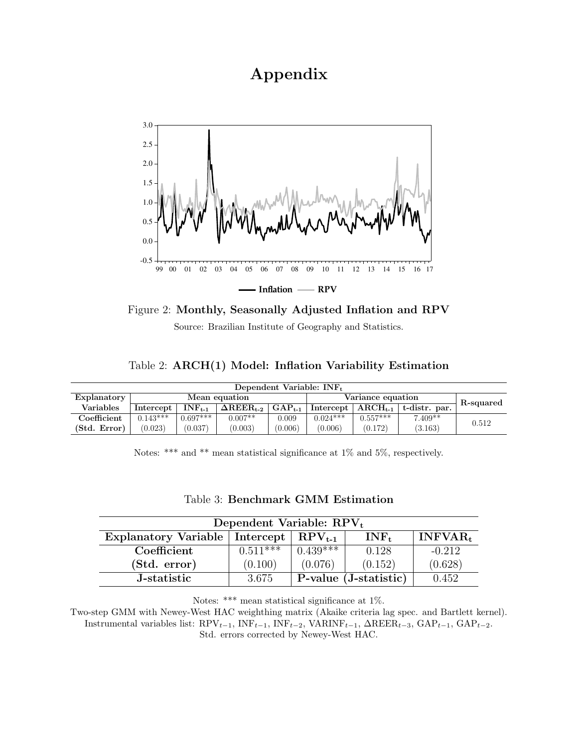# Appendix

Figure 2: **Monthly, Seasonally Adjusted Inflation and RPV**

Source: Brazilian Institute of Geography and Statistics.

Table 2: **ARCH(1) Model: Inflation Variability Estimation**

| Dependent Variable: $INF_t$ | | | | | | | | |
|---|---|---|---|---|---|---|---|---|
| **Explanatory Variables** | **Mean equation** | | | | **Variance equation** | | | **R-squared** |
| | **Intercept** | $INF_{t-1}$ | $\Delta REER_{t-2}$ | $GAP_{t-1}$ | **Intercept** | $ARCH_{t-1}$ | **t-distr. par.** | |
| **Coefficient** | 0.143*** | 0.697*** | 0.007** | 0.009 | 0.024*** | 0.557*** | 7.409** | 0.512 |
| **(Std. Error)** | (0.023) | (0.037) | (0.003) | (0.006) | (0.006) | (0.172) | (3.163) | |

Notes: *** and ** mean statistical significance at 1% and 5%, respectively.

Table 3: **Benchmark GMM Estimation**

| Dependent Variable: $RPV_t$ | | | | |
|---|---|---|---|---|
| **Explanatory Variable** | **Intercept** | $RPV_{t-1}$ | $INF_t$ | $INFVAR_t$ |
| **Coefficient** | 0.511*** | 0.439*** | 0.128 | -0.212 |
| **(Std. error)** | (0.100) | (0.076) | (0.152) | (0.628) |
| **J-statistic** | 3.675 | **P-value (J-statistic)** | | 0.452 |

Notes: *** mean statistical significance at 1%.

Two-step GMM with Newey-West HAC weighthing matrix (Akaike criteria lag spec. and Bartlett kernel).

Instrumental variables list: $RPV_{t-1}$, $INF_{t-1}$, $INF_{t-2}$, $VARINF_{t-1}$, $\Delta REER_{t-3}$, $GAP_{t-1}$, $GAP_{t-2}$.

Std. errors corrected by Newey-West HAC.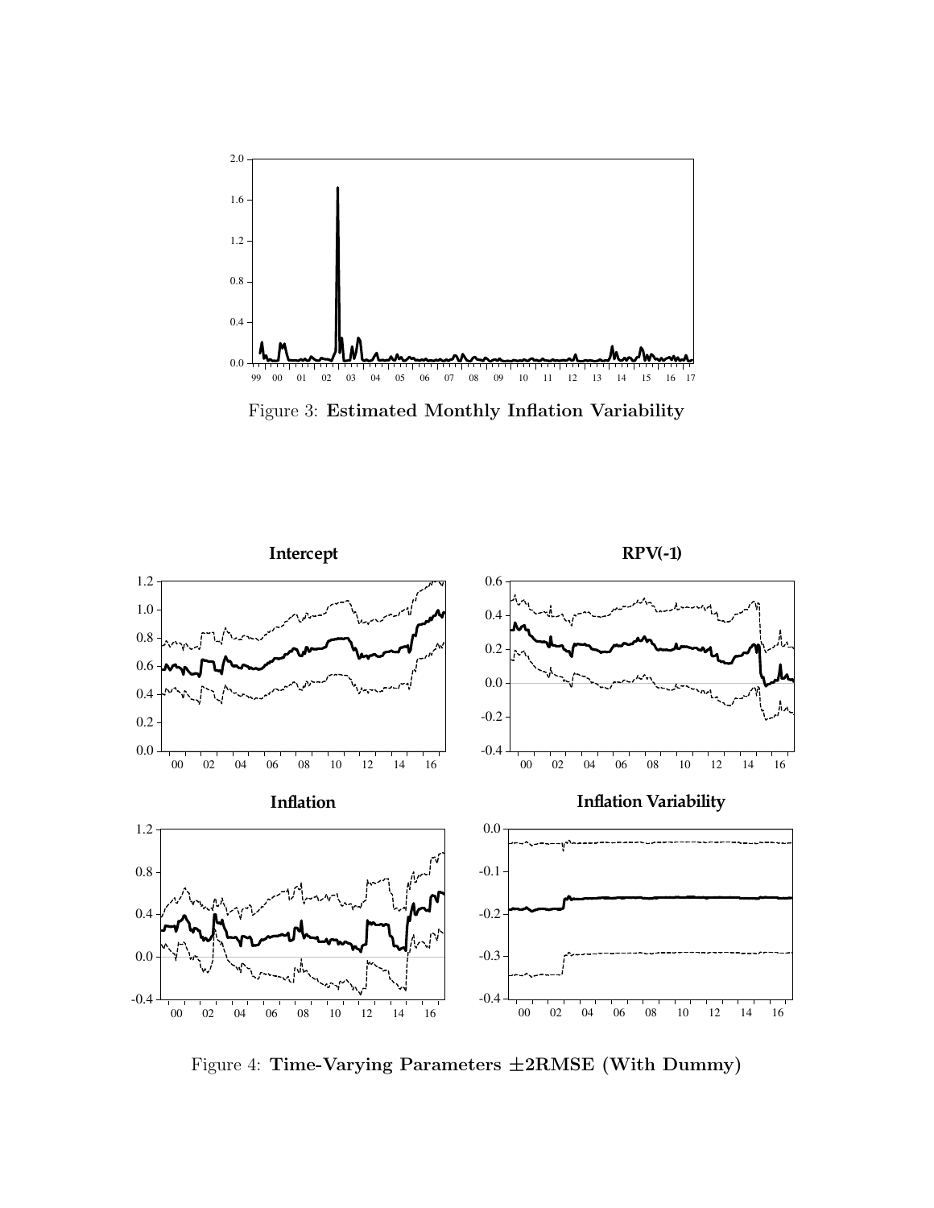2.0
1.6
1.2
0.8
0.4
0.0
99 00 01 02 03 04 05 06 07 08 09 10 11 12 13 14 15 16 17

Figure 3: **Estimated Monthly Inflation Variability**

**Intercept**

1.2
1.0
0.8
0.6
0.4
0.2
0.0
00 02 04 06 08 10 12 14 16

**RPV(-1)**

0.6
0.4
0.2
0.0
-0.2
-0.4
00 02 04 06 08 10 12 14 16

**Inflation**

1.2
0.8
0.4
0.0
-0.4
00 02 04 06 08 10 12 14 16

**Inflation Variability**

0.0
-0.1
-0.2
-0.3
-0.4
00 02 04 06 08 10 12 14 16

Figure 4: **Time-Varying Parameters ±2RMSE (With Dummy)**